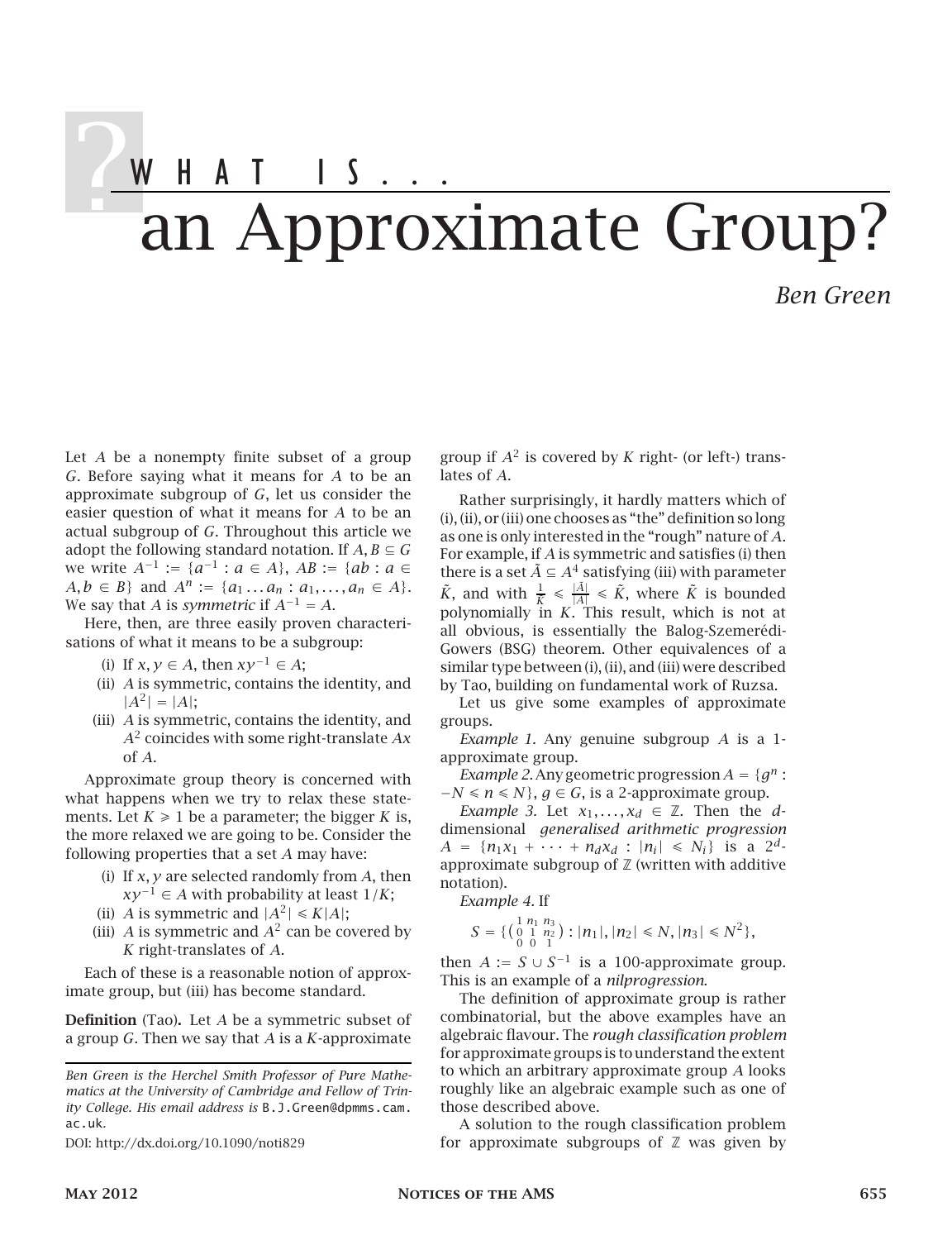# WHAT IS... an Approximate Group?

*Ben Green*

Let $A$ be a nonempty finite subset of a group $G$. Before saying what it means for $A$ to be an approximate subgroup of $G$, let us consider the easier question of what it means for $A$ to be an actual subgroup of $G$. Throughout this article we adopt the following standard notation. If $A, B \subseteq G$ we write $A^{-1} := \{a^{-1} : a \in A\}$, $AB := \{ab : a \in A, b \in B\}$ and $A^n := \{a_1 \dots a_n : a_1, \dots, a_n \in A\}$. We say that $A$ is *symmetric* if $A^{-1} = A$.

Here, then, are three easily proven characterisations of what it means to be a subgroup:

- (i) If $x, y \in A$, then $xy^{-1} \in A$;
- (ii) $A$ is symmetric, contains the identity, and $|A^2| = |A|$;
- (iii) $A$ is symmetric, contains the identity, and $A^2$ coincides with some right-translate $Ax$ of $A$.

Approximate group theory is concerned with what happens when we try to relax these statements. Let $K \geqslant 1$ be a parameter; the bigger $K$ is, the more relaxed we are going to be. Consider the following properties that a set $A$ may have:

- (i) If $x, y$ are selected randomly from $A$, then $xy^{-1} \in A$ with probability at least $1/K$;
- (ii) $A$ is symmetric and $|A^2| \leqslant K|A|$;
- (iii) $A$ is symmetric and $A^2$ can be covered by $K$ right-translates of $A$.

Each of these is a reasonable notion of approximate group, but (iii) has become standard.

**Definition** (Tao). Let $A$ be a symmetric subset of a group $G$. Then we say that $A$ is a $K$-approximate group if $A^2$ is covered by $K$ right- (or left-) translates of $A$.

Rather surprisingly, it hardly matters which of (i), (ii), or (iii) one chooses as "the" definition so long as one is only interested in the "rough" nature of $A$. For example, if $A$ is symmetric and satisfies (i) then there is a set $\tilde{A} \subseteq A^4$ satisfying (iii) with parameter $\tilde{K}$, and with $\frac{1}{\tilde{K}} \leqslant \frac{|\tilde{A}|}{|A|} \leqslant \tilde{K}$, where $\tilde{K}$ is bounded polynomially in $K$. This result, which is not at all obvious, is essentially the Balog-Szemerédi-Gowers (BSG) theorem. Other equivalences of a similar type between (i), (ii), and (iii) were described by Tao, building on fundamental work of Ruzsa.

Let us give some examples of approximate groups.

*Example 1.* Any genuine subgroup $A$ is a 1-approximate group.

*Example 2.* Any geometric progression $A = \{g^n : -N \leqslant n \leqslant N\}$, $g \in G$, is a 2-approximate group.

*Example 3.* Let $x_1, \dots, x_d \in \mathbb{Z}$. Then the $d$-dimensional *generalised arithmetic progression* $A = \{n_1 x_1 + \cdots + n_d x_d : |n_i| \leqslant N_i\}$ is a $2^d$-approximate subgroup of $\mathbb{Z}$ (written with additive notation).

*Example 4.* If

$$S = \{ \left( \begin{smallmatrix} 1 & n_1 & n_3 \\ 0 & 1 & n_2 \\ 0 & 0 & 1 \end{smallmatrix} \right) : |n_1|, |n_2| \leqslant N, |n_3| \leqslant N^2 \},$$

then $A := S \cup S^{-1}$ is a 100-approximate group. This is an example of a *nilprogression*.

The definition of approximate group is rather combinatorial, but the above examples have an algebraic flavour. The *rough classification problem* for approximate groups is to understand the extent to which an arbitrary approximate group $A$ looks roughly like an algebraic example such as one of those described above.

A solution to the rough classification problem for approximate subgroups of $\mathbb{Z}$ was given by

---

*Ben Green is the Herchel Smith Professor of Pure Mathematics at the University of Cambridge and Fellow of Trinity College. His email address is* B.J.Green@dpmms.cam.ac.uk.

DOI: http://dx.doi.org/10.1090/noti829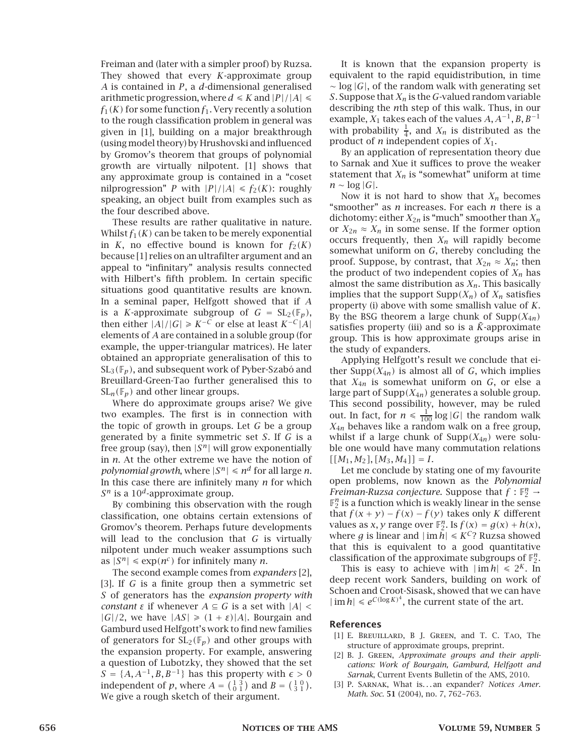Freiman and (later with a simpler proof) by Ruzsa. They showed that every $K$-approximate group $A$ is contained in $P$, a $d$-dimensional generalised arithmetic progression, where $d \leqslant K$ and $|P|/|A| \leqslant f_1(K)$ for some function $f_1$. Very recently a solution to the rough classification problem in general was given in [1], building on a major breakthrough (using model theory) by Hrushovski and influenced by Gromov's theorem that groups of polynomial growth are virtually nilpotent. [1] shows that any approximate group is contained in a "coset nilprogression" $P$ with $|P|/|A| \leqslant f_2(K)$: roughly speaking, an object built from examples such as the four described above.

These results are rather qualitative in nature. Whilst $f_1(K)$ can be taken to be merely exponential in $K$, no effective bound is known for $f_2(K)$ because [1] relies on an ultrafilter argument and an appeal to "infinitary" analysis results connected with Hilbert's fifth problem. In certain specific situations good quantitative results are known. In a seminal paper, Helfgott showed that if $A$ is a $K$-approximate subgroup of $G = \mathrm{SL}_2(\mathbb{F}_p)$, then either $|A|/|G| \geqslant K^{-C}$ or else at least $K^{-C}|A|$ elements of $A$ are contained in a soluble group (for example, the upper-triangular matrices). He later obtained an appropriate generalisation of this to $\mathrm{SL}_3(\mathbb{F}_p)$, and subsequent work of Pyber-Szabó and Breuillard-Green-Tao further generalised this to $\mathrm{SL}_n(\mathbb{F}_p)$ and other linear groups.

Where do approximate groups arise? We give two examples. The first is in connection with the topic of growth in groups. Let $G$ be a group generated by a finite symmetric set $S$. If $G$ is a free group (say), then $|S^n|$ will grow exponentially in $n$. At the other extreme we have the notion of *polynomial growth*, where $|S^n| \leqslant n^d$ for all large $n$. In this case there are infinitely many $n$ for which $S^n$ is a $10^d$-approximate group.

By combining this observation with the rough classification, one obtains certain extensions of Gromov's theorem. Perhaps future developments will lead to the conclusion that $G$ is virtually nilpotent under much weaker assumptions such as $|S^n| \leqslant \exp(n^c)$ for infinitely many $n$.

The second example comes from *expanders* [2], [3]. If $G$ is a finite group then a symmetric set $S$ of generators has the *expansion property with constant* $\varepsilon$ if whenever $A \subseteq G$ is a set with $|A| < |G|/2$, we have $|AS| \geqslant (1+\varepsilon)|A|$. Bourgain and Gamburd used Helfgott's work to find new families of generators for $\mathrm{SL}_2(\mathbb{F}_p)$ and other groups with the expansion property. For example, answering a question of Lubotzky, they showed that the set $S = \{A, A^{-1}, B, B^{-1}\}$ has this property with $\epsilon > 0$ independent of $p$, where $A = \left(\begin{smallmatrix} 1 & 3 \\ 0 & 1 \end{smallmatrix}\right)$ and $B = \left(\begin{smallmatrix} 1 & 0 \\ 3 & 1 \end{smallmatrix}\right)$. We give a rough sketch of their argument.

It is known that the expansion property is equivalent to the rapid equidistribution, in time $\sim \log|G|$, of the random walk with generating set $S$. Suppose that $X_n$ is the $G$-valued random variable describing the $n$th step of this walk. Thus, in our example, $X_1$ takes each of the values $A, A^{-1}, B, B^{-1}$ with probability $\frac{1}{4}$, and $X_n$ is distributed as the product of $n$ independent copies of $X_1$.

By an application of representation theory due to Sarnak and Xue it suffices to prove the weaker statement that $X_n$ is "somewhat" uniform at time $n \sim \log|G|$.

Now it is not hard to show that $X_n$ becomes "smoother" as $n$ increases. For each $n$ there is a dichotomy: either $X_{2n}$ is "much" smoother than $X_n$ or $X_{2n} \approx X_n$ in some sense. If the former option occurs frequently, then $X_n$ will rapidly become somewhat uniform on $G$, thereby concluding the proof. Suppose, by contrast, that $X_{2n} \approx X_n$; then the product of two independent copies of $X_n$ has almost the same distribution as $X_n$. This basically implies that the support $\mathrm{Supp}(X_n)$ of $X_n$ satisfies property (i) above with some smallish value of $K$. By the BSG theorem a large chunk of $\mathrm{Supp}(X_{4n})$ satisfies property (iii) and so is a $\tilde{K}$-approximate group. This is how approximate groups arise in the study of expanders.

Applying Helfgott's result we conclude that either $\mathrm{Supp}(X_{4n})$ is almost all of $G$, which implies that $X_{4n}$ is somewhat uniform on $G$, or else a large part of $\mathrm{Supp}(X_{4n})$ generates a soluble group. This second possibility, however, may be ruled out. In fact, for $n \leqslant \frac{1}{100}\log|G|$ the random walk $X_{4n}$ behaves like a random walk on a free group, whilst if a large chunk of $\mathrm{Supp}(X_{4n})$ were soluble one would have many commutation relations $[[M_1, M_2], [M_3, M_4]] = I$.

Let me conclude by stating one of my favourite open problems, now known as the *Polynomial Freiman-Ruzsa conjecture*. Suppose that $f : \mathbb{F}_2^n \to \mathbb{F}_2^n$ is a function which is weakly linear in the sense that $f(x+y) - f(x) - f(y)$ takes only $K$ different values as $x, y$ range over $\mathbb{F}_2^n$. Is $f(x) = g(x) + h(x)$, where $g$ is linear and $|\operatorname{im} h| \leqslant K^C$? Ruzsa showed that this is equivalent to a good quantitative classification of the approximate subgroups of $\mathbb{F}_2^n$.

This is easy to achieve with $|\operatorname{im} h| \leqslant 2^K$. In deep recent work Sanders, building on work of Schoen and Croot-Sisask, showed that we can have $|\operatorname{im} h| \leqslant e^{C(\log K)^4}$, the current state of the art.

## References

[1] E. Breuillard, B J. Green, and T. C. Tao, The structure of approximate groups, preprint.

[2] B. J. Green, *Approximate groups and their applications: Work of Bourgain, Gamburd, Helfgott and Sarnak*, Current Events Bulletin of the AMS, 2010.

[3] P. Sarnak, What is…an expander? *Notices Amer. Math. Soc.* **51** (2004), no. 7, 762–763.